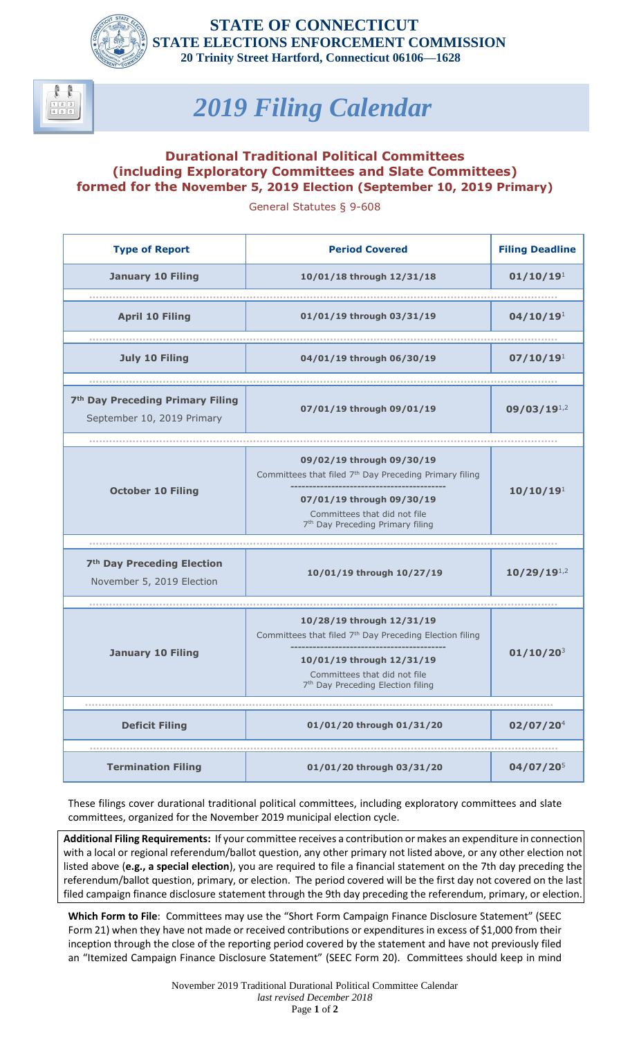**STATE OF CONNECTICUT**
**STATE ELECTIONS ENFORCEMENT COMMISSION**
**20 Trinity Street Hartford, Connecticut 06106—1628**

# *2019 Filing Calendar*

## Durational Traditional Political Committees (including Exploratory Committees and Slate Committees) formed for the November 5, 2019 Election (September 10, 2019 Primary)

General Statutes § 9-608

| Type of Report | Period Covered | Filing Deadline |
|---|---|---|
| **January 10 Filing** | **10/01/18 through 12/31/18** | **01/10/19**[1] |
| **April 10 Filing** | **01/01/19 through 03/31/19** | **04/10/19**[1] |
| **July 10 Filing** | **04/01/19 through 06/30/19** | **07/10/19**[1] |
| **7th Day Preceding Primary Filing** September 10, 2019 Primary | **07/01/19 through 09/01/19** | **09/03/19**[1,2] |
| **October 10 Filing** | **09/02/19 through 09/30/19** Committees that filed 7th Day Preceding Primary filing ------------------------------------------ **07/01/19 through 09/30/19** Committees that did not file 7th Day Preceding Primary filing | **10/10/19**[1] |
| **7th Day Preceding Election** November 5, 2019 Election | **10/01/19 through 10/27/19** | **10/29/19**[1,2] |
| **January 10 Filing** | **10/28/19 through 12/31/19** Committees that filed 7th Day Preceding Election filing ------------------------------------------ **10/01/19 through 12/31/19** Committees that did not file 7th Day Preceding Election filing | **01/10/20**[3] |
| **Deficit Filing** | **01/01/20 through 01/31/20** | **02/07/20**[4] |
| **Termination Filing** | **01/01/20 through 03/31/20** | **04/07/20**[5] |

These filings cover durational traditional political committees, including exploratory committees and slate committees, organized for the November 2019 municipal election cycle.

**Additional Filing Requirements:** If your committee receives a contribution or makes an expenditure in connection with a local or regional referendum/ballot question, any other primary not listed above, or any other election not listed above (**e.g., a special election**), you are required to file a financial statement on the 7th day preceding the referendum/ballot question, primary, or election. The period covered will be the first day not covered on the last filed campaign finance disclosure statement through the 9th day preceding the referendum, primary, or election.

**Which Form to File**: Committees may use the "Short Form Campaign Finance Disclosure Statement" (SEEC Form 21) when they have not made or received contributions or expenditures in excess of $1,000 from their inception through the close of the reporting period covered by the statement and have not previously filed an "Itemized Campaign Finance Disclosure Statement" (SEEC Form 20). Committees should keep in mind

November 2019 Traditional Durational Political Committee Calendar
*last revised December 2018*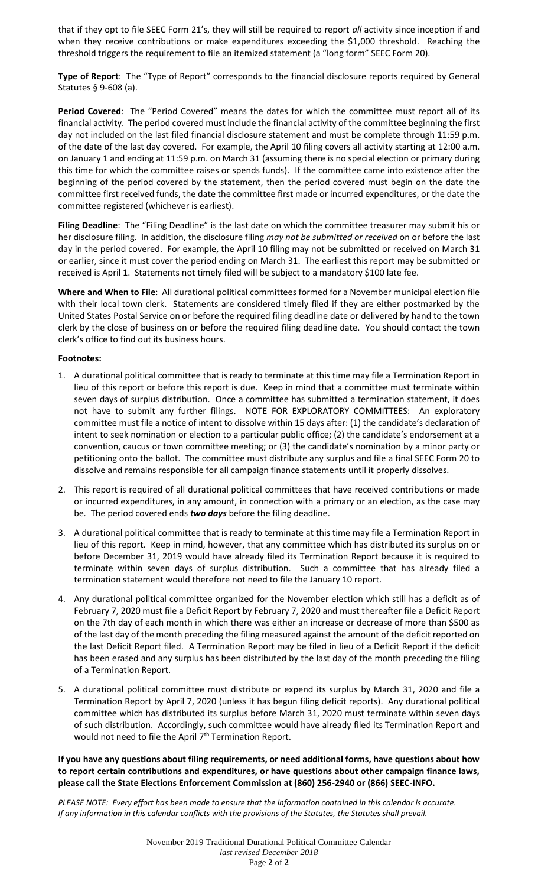that if they opt to file SEEC Form 21's, they will still be required to report *all* activity since inception if and when they receive contributions or make expenditures exceeding the $1,000 threshold. Reaching the threshold triggers the requirement to file an itemized statement (a "long form" SEEC Form 20).

**Type of Report**: The "Type of Report" corresponds to the financial disclosure reports required by General Statutes § 9-608 (a).

**Period Covered**: The "Period Covered" means the dates for which the committee must report all of its financial activity. The period covered must include the financial activity of the committee beginning the first day not included on the last filed financial disclosure statement and must be complete through 11:59 p.m. of the date of the last day covered. For example, the April 10 filing covers all activity starting at 12:00 a.m. on January 1 and ending at 11:59 p.m. on March 31 (assuming there is no special election or primary during this time for which the committee raises or spends funds). If the committee came into existence after the beginning of the period covered by the statement, then the period covered must begin on the date the committee first received funds, the date the committee first made or incurred expenditures, or the date the committee registered (whichever is earliest).

**Filing Deadline**: The "Filing Deadline" is the last date on which the committee treasurer may submit his or her disclosure filing. In addition, the disclosure filing *may not be submitted or received* on or before the last day in the period covered. For example, the April 10 filing may not be submitted or received on March 31 or earlier, since it must cover the period ending on March 31. The earliest this report may be submitted or received is April 1. Statements not timely filed will be subject to a mandatory $100 late fee.

**Where and When to File**: All durational political committees formed for a November municipal election file with their local town clerk. Statements are considered timely filed if they are either postmarked by the United States Postal Service on or before the required filing deadline date or delivered by hand to the town clerk by the close of business on or before the required filing deadline date. You should contact the town clerk's office to find out its business hours.

**Footnotes:**

1. A durational political committee that is ready to terminate at this time may file a Termination Report in lieu of this report or before this report is due. Keep in mind that a committee must terminate within seven days of surplus distribution. Once a committee has submitted a termination statement, it does not have to submit any further filings. NOTE FOR EXPLORATORY COMMITTEES: An exploratory committee must file a notice of intent to dissolve within 15 days after: (1) the candidate's declaration of intent to seek nomination or election to a particular public office; (2) the candidate's endorsement at a convention, caucus or town committee meeting; or (3) the candidate's nomination by a minor party or petitioning onto the ballot. The committee must distribute any surplus and file a final SEEC Form 20 to dissolve and remains responsible for all campaign finance statements until it properly dissolves.
2. This report is required of all durational political committees that have received contributions or made or incurred expenditures, in any amount, in connection with a primary or an election, as the case may be. The period covered ends ***two days*** before the filing deadline.
3. A durational political committee that is ready to terminate at this time may file a Termination Report in lieu of this report. Keep in mind, however, that any committee which has distributed its surplus on or before December 31, 2019 would have already filed its Termination Report because it is required to terminate within seven days of surplus distribution. Such a committee that has already filed a termination statement would therefore not need to file the January 10 report.
4. Any durational political committee organized for the November election which still has a deficit as of February 7, 2020 must file a Deficit Report by February 7, 2020 and must thereafter file a Deficit Report on the 7th day of each month in which there was either an increase or decrease of more than $500 as of the last day of the month preceding the filing measured against the amount of the deficit reported on the last Deficit Report filed. A Termination Report may be filed in lieu of a Deficit Report if the deficit has been erased and any surplus has been distributed by the last day of the month preceding the filing of a Termination Report.
5. A durational political committee must distribute or expend its surplus by March 31, 2020 and file a Termination Report by April 7, 2020 (unless it has begun filing deficit reports). Any durational political committee which has distributed its surplus before March 31, 2020 must terminate within seven days of such distribution. Accordingly, such committee would have already filed its Termination Report and would not need to file the April 7th Termination Report.

**If you have any questions about filing requirements, or need additional forms, have questions about how to report certain contributions and expenditures, or have questions about other campaign finance laws, please call the State Elections Enforcement Commission at (860) 256-2940 or (866) SEEC-INFO.**

*PLEASE NOTE: Every effort has been made to ensure that the information contained in this calendar is accurate. If any information in this calendar conflicts with the provisions of the Statutes, the Statutes shall prevail.*

November 2019 Traditional Durational Political Committee Calendar
*last revised December 2018*